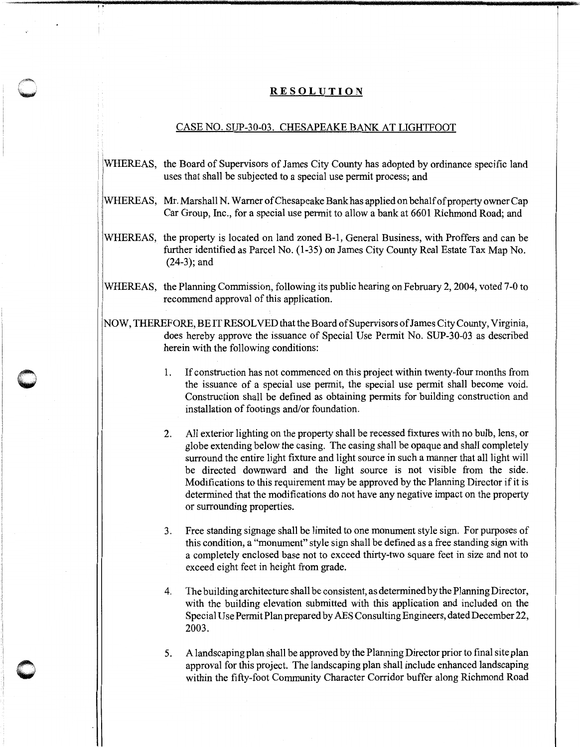# RESOLUTION

## CASE NO. SUP-30-03. CHESAPEAKE BANK AT LIGHTFOOT

WHEREAS, the Board of Supervisors of James City County has adopted by ordinance specific land uses that shall be subjected to a special use permit process; and

WHEREAS, Mr. Marshall N. Warner of Chesapeake Bank has applied on behalf of property owner Cap Car Group, Inc., for a special use permit to allow a bank at 6601 Richmond Road; and

WHEREAS, the property is located on land zoned B-1, General Business, with Proffers and can be further identified as Parcel No. (1-35) on James City County Real Estate Tax Map No. (24-3); and

WHEREAS, the Planning Commission, following its public hearing on February 2, 2004, voted 7-0 to recommend approval of this application.

NOW, THEREFORE, BE IT RESOLVED that the Board of Supervisors of James City County, Virginia, does hereby approve the issuance of Special Use Permit No. SUP-30-03 as described herein with the following conditions:

1. If construction has not commenced on this project within twenty-four months from the issuance of a special use permit, the special use permit shall become void. Construction shall be defined as obtaining permits for building construction and installation of footings and/or foundation.

2. All exterior lighting on the property shall be recessed fixtures with no bulb, lens, or globe extending below the casing. The casing shall be opaque and shall completely surround the entire light fixture and light source in such a manner that all light will be directed downward and the light source is not visible from the side. Modifications to this requirement may be approved by the Planning Director if it is determined that the modifications do not have any negative impact on the property or surrounding properties.

3. Free standing signage shall be limited to one monument style sign. For purposes of this condition, a "monument" style sign shall be defined as a free standing sign with a completely enclosed base not to exceed thirty-two square feet in size and not to exceed eight feet in height from grade.

4. The building architecture shall be consistent, as determined by the Planning Director, with the building elevation submitted with this application and included on the Special Use Permit Plan prepared by AES Consulting Engineers, dated December 22, 2003.

5. A landscaping plan shall be approved by the Planning Director prior to final site plan approval for this project. The landscaping plan shall include enhanced landscaping within the fifty-foot Community Character Corridor buffer along Richmond Road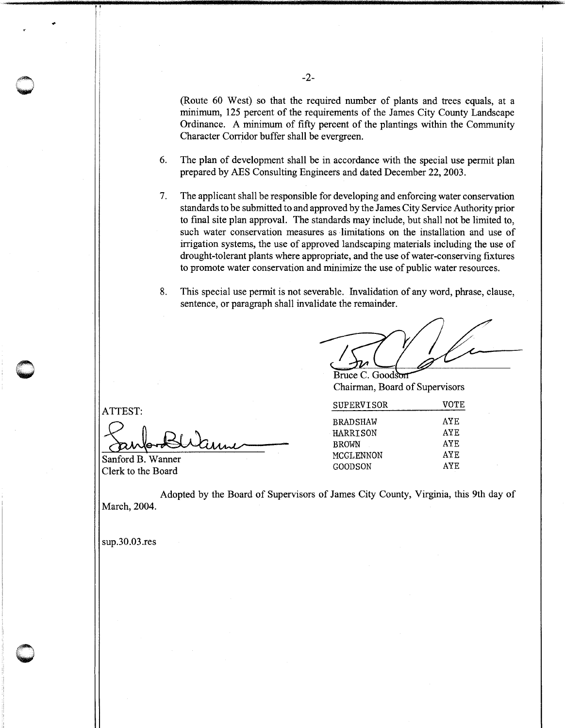(Route 60 West) so that the required number of plants and trees equals, at a minimum, 125 percent of the requirements of the James City County Landscape Ordinance. A minimum of fifty percent of the plantings within the Community Character Corridor buffer shall be evergreen.

6. The plan of development shall be in accordance with the special use permit plan prepared by AES Consulting Engineers and dated December 22, 2003.

7. The applicant shall be responsible for developing and enforcing water conservation standards to be submitted to and approved by the James City Service Authority prior to final site plan approval. The standards may include, but shall not be limited to, such water conservation measures as limitations on the installation and use of irrigation systems, the use of approved landscaping materials including the use of drought-tolerant plants where appropriate, and the use of water-conserving fixtures to promote water conservation and minimize the use of public water resources.

8. This special use permit is not severable. Invalidation of any word, phrase, clause, sentence, or paragraph shall invalidate the remainder.

Bruce C. Goodson
Chairman, Board of Supervisors

ATTEST:

Sanford B. Wanner
Clerk to the Board

| SUPERVISOR | VOTE |
|---|---|
| BRADSHAW | AYE |
| HARRISON | AYE |
| BROWN | AYE |
| MCGLENNON | AYE |
| GOODSON | AYE |

Adopted by the Board of Supervisors of James City County, Virginia, this 9th day of March, 2004.

sup.30.03.res